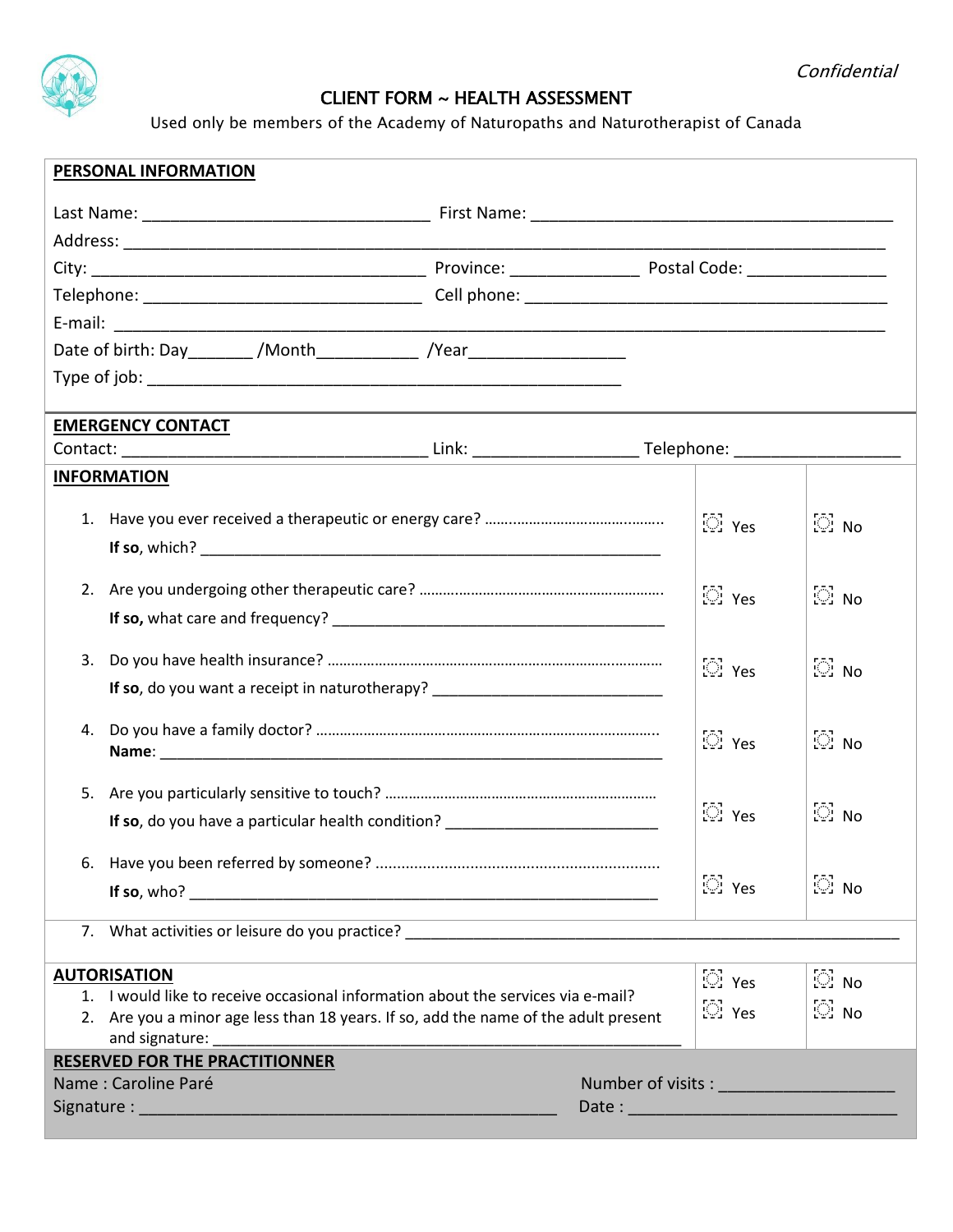*Confidential*

# CLIENT FORM ~ HEALTH ASSESSMENT

Used only be members of the Academy of Naturopaths and Naturotherapist of Canada

## PERSONAL INFORMATION

Last Name: ______________________________ First Name: ______________________________________

Address: ____________________________________________________________________________

City: ___________________________________ Province: _____________ Postal Code: ______________

Telephone: ______________________________ Cell phone: ______________________________________

E-mail: ______________________________________________________________________________

Date of birth: Day_______ /Month__________ /Year________________

Type of job: ____________________________________________________

## EMERGENCY CONTACT

Contact: ________________________________ Link: _________________ Telephone: _________________

## INFORMATION

| Question | Yes | No |
|---|---|---|
| 1. Have you ever received a therapeutic or energy care? ............................................ **If so**, which? _____________________________________________________ | ☐ Yes | ☐ No |
| 2. Are you undergoing other therapeutic care? ............................................................ **If so,** what care and frequency? ________________________________________ | ☐ Yes | ☐ No |
| 3. Do you have health insurance? ................................................................................. **If so**, do you want a receipt in naturotherapy? ___________________________ | ☐ Yes | ☐ No |
| 4. Do you have a family doctor? .................................................................................... **Name**: ________________________________________________________ | ☐ Yes | ☐ No |
| 5. Are you particularly sensitive to touch? .................................................................... **If so**, do you have a particular health condition? ________________________ | ☐ Yes | ☐ No |
| 6. Have you been referred by someone? ........................................................................ **If so**, who? _____________________________________________________ | ☐ Yes | ☐ No |

7. What activities or leisure do you practice? ______________________________________________________

## AUTORISATION

| | | |
|---|---|---|
| 1. I would like to receive occasional information about the services via e-mail? | ☐ Yes | ☐ No |
| 2. Are you a minor age less than 18 years. If so, add the name of the adult present and signature: _____________________________________________________ | ☐ Yes | ☐ No |

## RESERVED FOR THE PRACTITIONNER

Name : Caroline Paré

Number of visits : __________________

Signature : ______________________________________________

Date : _____________________________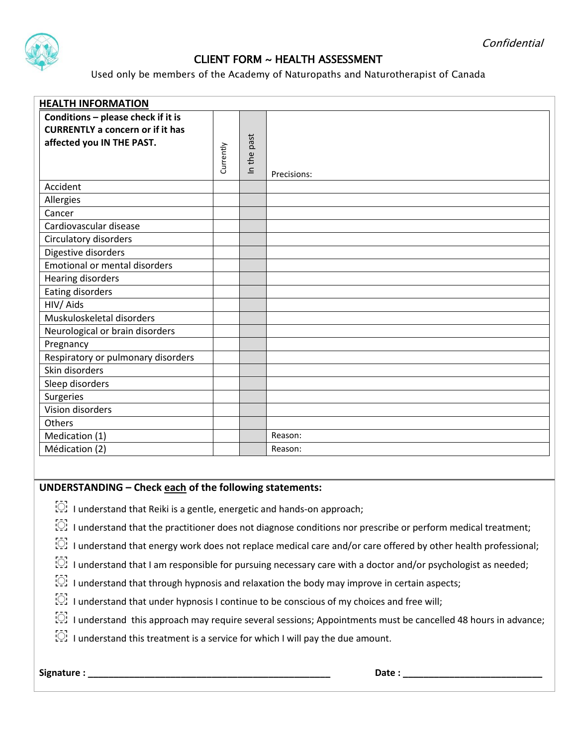*Confidential*

# CLIENT FORM ~ HEALTH ASSESSMENT

Used only be members of the Academy of Naturopaths and Naturotherapist of Canada

## HEALTH INFORMATION

| Conditions – please check if it is CURRENTLY a concern or if it has affected you IN THE PAST. | Currently | In the past | Precisions: |
|---|---|---|---|
| Accident | | | |
| Allergies | | | |
| Cancer | | | |
| Cardiovascular disease | | | |
| Circulatory disorders | | | |
| Digestive disorders | | | |
| Emotional or mental disorders | | | |
| Hearing disorders | | | |
| Eating disorders | | | |
| HIV/ Aids | | | |
| Muskuloskeletal disorders | | | |
| Neurological or brain disorders | | | |
| Pregnancy | | | |
| Respiratory or pulmonary disorders | | | |
| Skin disorders | | | |
| Sleep disorders | | | |
| Surgeries | | | |
| Vision disorders | | | |
| Others | | | |
| Medication (1) | | | Reason: |
| Médication (2) | | | Reason: |

## UNDERSTANDING – Check each of the following statements:

- ☐ I understand that Reiki is a gentle, energetic and hands-on approach;
- ☐ I understand that the practitioner does not diagnose conditions nor prescribe or perform medical treatment;
- ☐ I understand that energy work does not replace medical care and/or care offered by other health professional;
- ☐ I understand that I am responsible for pursuing necessary care with a doctor and/or psychologist as needed;
- ☐ I understand that through hypnosis and relaxation the body may improve in certain aspects;
- ☐ I understand that under hypnosis I continue to be conscious of my choices and free will;
- ☐ I understand this approach may require several sessions; Appointments must be cancelled 48 hours in advance;
- ☐ I understand this treatment is a service for which I will pay the due amount.

**Signature : ______________________________________________** **Date : __________________________**